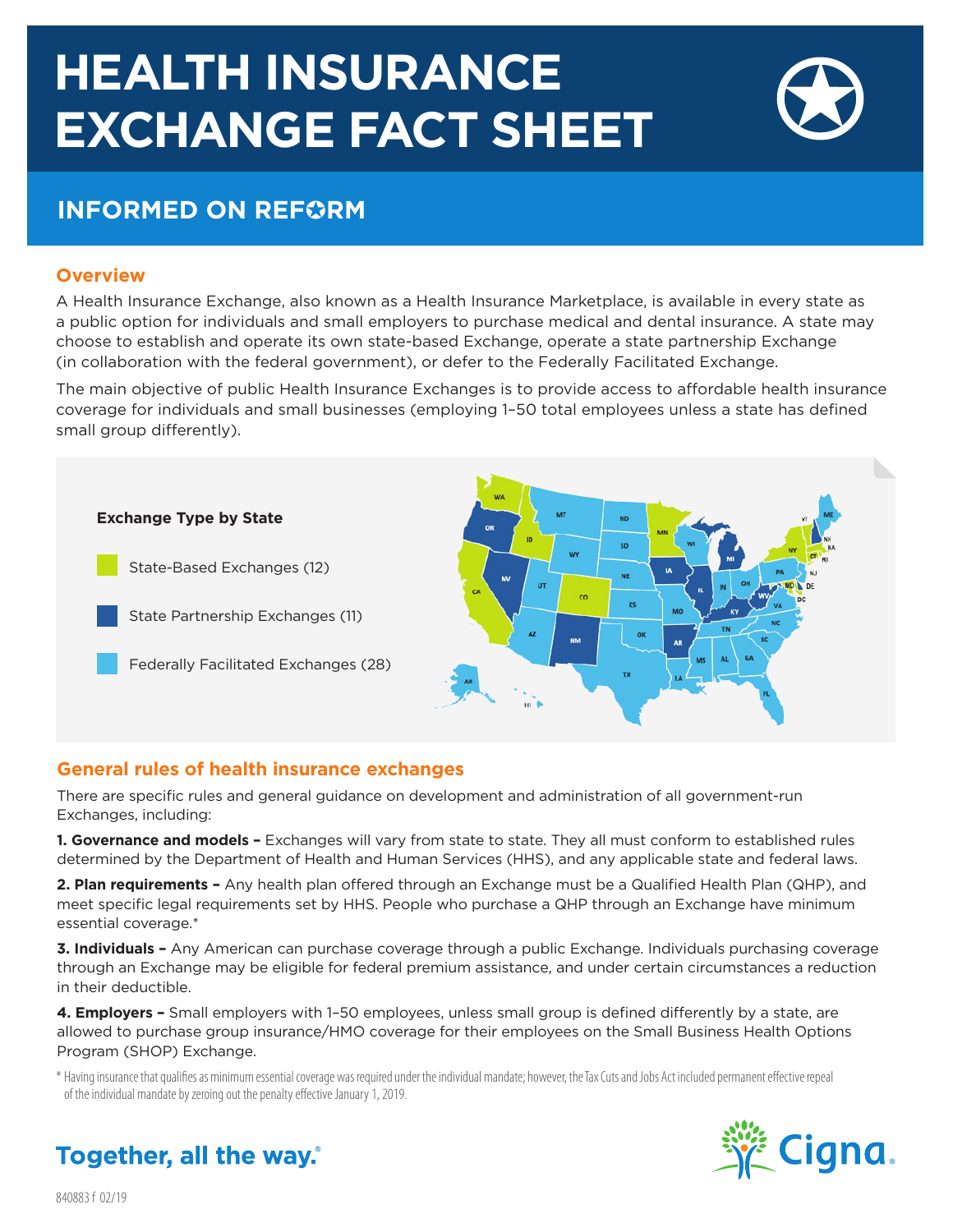# HEALTH INSURANCE EXCHANGE FACT SHEET

## INFORMED ON REFORM

### Overview

A Health Insurance Exchange, also known as a Health Insurance Marketplace, is available in every state as a public option for individuals and small employers to purchase medical and dental insurance. A state may choose to establish and operate its own state-based Exchange, operate a state partnership Exchange (in collaboration with the federal government), or defer to the Federally Facilitated Exchange.

The main objective of public Health Insurance Exchanges is to provide access to affordable health insurance coverage for individuals and small businesses (employing 1–50 total employees unless a state has defined small group differently).

**Exchange Type by State**

- State-Based Exchanges (12)
- State Partnership Exchanges (11)
- Federally Facilitated Exchanges (28)

### General rules of health insurance exchanges

There are specific rules and general guidance on development and administration of all government-run Exchanges, including:

**1. Governance and models –** Exchanges will vary from state to state. They all must conform to established rules determined by the Department of Health and Human Services (HHS), and any applicable state and federal laws.

**2. Plan requirements –** Any health plan offered through an Exchange must be a Qualified Health Plan (QHP), and meet specific legal requirements set by HHS. People who purchase a QHP through an Exchange have minimum essential coverage.*

**3. Individuals –** Any American can purchase coverage through a public Exchange. Individuals purchasing coverage through an Exchange may be eligible for federal premium assistance, and under certain circumstances a reduction in their deductible.

**4. Employers –** Small employers with 1–50 employees, unless small group is defined differently by a state, are allowed to purchase group insurance/HMO coverage for their employees on the Small Business Health Options Program (SHOP) Exchange.

\* Having insurance that qualifies as minimum essential coverage was required under the individual mandate; however, the Tax Cuts and Jobs Act included permanent effective repeal of the individual mandate by zeroing out the penalty effective January 1, 2019.

Together, all the way.®

Cigna.

840883 f 02/19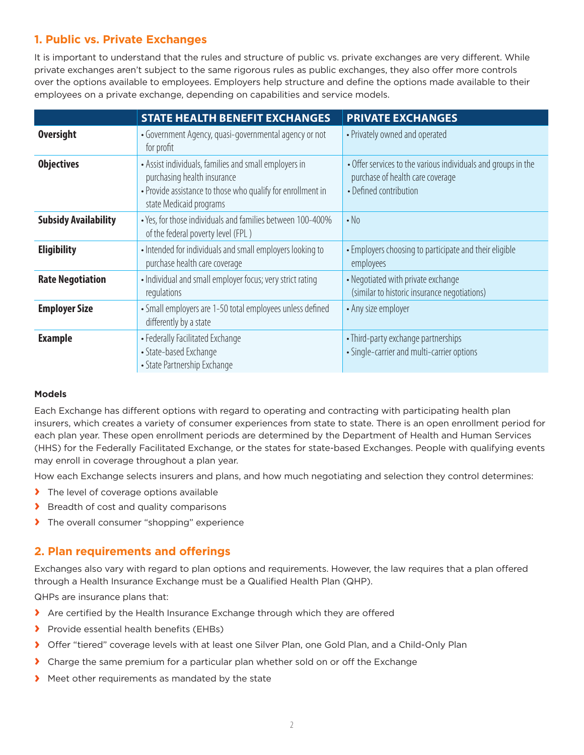## 1. Public vs. Private Exchanges

It is important to understand that the rules and structure of public vs. private exchanges are very different. While private exchanges aren't subject to the same rigorous rules as public exchanges, they also offer more controls over the options available to employees. Employers help structure and define the options made available to their employees on a private exchange, depending on capabilities and service models.

| | STATE HEALTH BENEFIT EXCHANGES | PRIVATE EXCHANGES |
|---|---|---|
| **Oversight** | • Government Agency, quasi-governmental agency or not for profit | • Privately owned and operated |
| **Objectives** | • Assist individuals, families and small employers in purchasing health insurance<br>• Provide assistance to those who qualify for enrollment in state Medicaid programs | • Offer services to the various individuals and groups in the purchase of health care coverage<br>• Defined contribution |
| **Subsidy Availability** | • Yes, for those individuals and families between 100-400% of the federal poverty level (FPL ) | • No |
| **Eligibility** | • Intended for individuals and small employers looking to purchase health care coverage | • Employers choosing to participate and their eligible employees |
| **Rate Negotiation** | • Individual and small employer focus; very strict rating regulations | • Negotiated with private exchange (similar to historic insurance negotiations) |
| **Employer Size** | • Small employers are 1-50 total employees unless defined differently by a state | • Any size employer |
| **Example** | • Federally Facilitated Exchange<br>• State-based Exchange<br>• State Partnership Exchange | • Third-party exchange partnerships<br>• Single-carrier and multi-carrier options |

### Models

Each Exchange has different options with regard to operating and contracting with participating health plan insurers, which creates a variety of consumer experiences from state to state. There is an open enrollment period for each plan year. These open enrollment periods are determined by the Department of Health and Human Services (HHS) for the Federally Facilitated Exchange, or the states for state-based Exchanges. People with qualifying events may enroll in coverage throughout a plan year.

How each Exchange selects insurers and plans, and how much negotiating and selection they control determines:

- The level of coverage options available
- Breadth of cost and quality comparisons
- The overall consumer "shopping" experience

## 2. Plan requirements and offerings

Exchanges also vary with regard to plan options and requirements. However, the law requires that a plan offered through a Health Insurance Exchange must be a Qualified Health Plan (QHP).

QHPs are insurance plans that:

- Are certified by the Health Insurance Exchange through which they are offered
- Provide essential health benefits (EHBs)
- Offer "tiered" coverage levels with at least one Silver Plan, one Gold Plan, and a Child-Only Plan
- Charge the same premium for a particular plan whether sold on or off the Exchange
- Meet other requirements as mandated by the state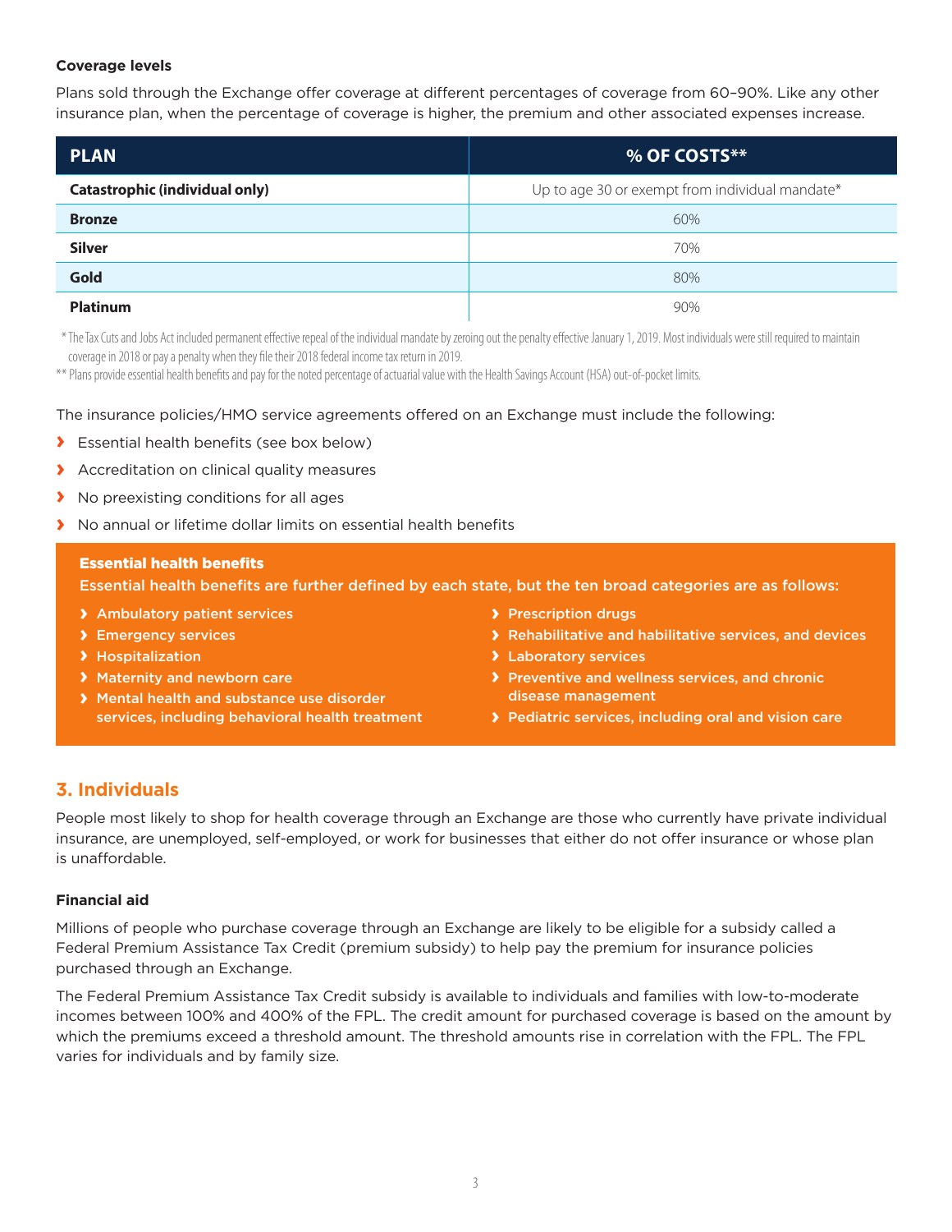### Coverage levels

Plans sold through the Exchange offer coverage at different percentages of coverage from 60–90%. Like any other insurance plan, when the percentage of coverage is higher, the premium and other associated expenses increase.

| PLAN | % OF COSTS** |
|---|---|
| **Catastrophic (individual only)** | Up to age 30 or exempt from individual mandate* |
| **Bronze** | 60% |
| **Silver** | 70% |
| **Gold** | 80% |
| **Platinum** | 90% |

* The Tax Cuts and Jobs Act included permanent effective repeal of the individual mandate by zeroing out the penalty effective January 1, 2019. Most individuals were still required to maintain coverage in 2018 or pay a penalty when they file their 2018 federal income tax return in 2019.

** Plans provide essential health benefits and pay for the noted percentage of actuarial value with the Health Savings Account (HSA) out-of-pocket limits.

The insurance policies/HMO service agreements offered on an Exchange must include the following:

- Essential health benefits (see box below)
- Accreditation on clinical quality measures
- No preexisting conditions for all ages
- No annual or lifetime dollar limits on essential health benefits

**Essential health benefits**

**Essential health benefits are further defined by each state, but the ten broad categories are as follows:**

- Ambulatory patient services
- Emergency services
- Hospitalization
- Maternity and newborn care
- Mental health and substance use disorder services, including behavioral health treatment
- Prescription drugs
- Rehabilitative and habilitative services, and devices
- Laboratory services
- Preventive and wellness services, and chronic disease management
- Pediatric services, including oral and vision care

## 3. Individuals

People most likely to shop for health coverage through an Exchange are those who currently have private individual insurance, are unemployed, self-employed, or work for businesses that either do not offer insurance or whose plan is unaffordable.

### Financial aid

Millions of people who purchase coverage through an Exchange are likely to be eligible for a subsidy called a Federal Premium Assistance Tax Credit (premium subsidy) to help pay the premium for insurance policies purchased through an Exchange.

The Federal Premium Assistance Tax Credit subsidy is available to individuals and families with low-to-moderate incomes between 100% and 400% of the FPL. The credit amount for purchased coverage is based on the amount by which the premiums exceed a threshold amount. The threshold amounts rise in correlation with the FPL. The FPL varies for individuals and by family size.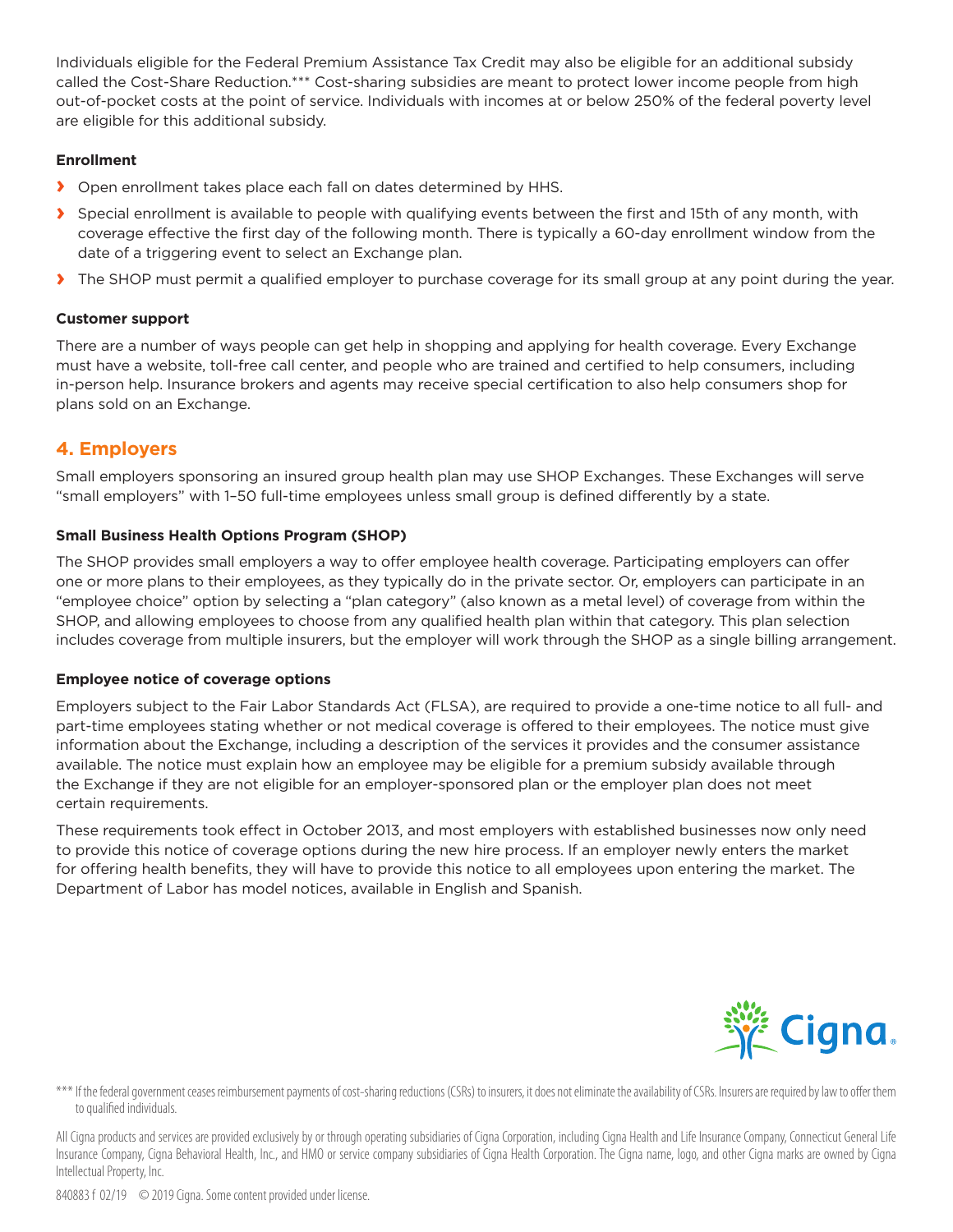Individuals eligible for the Federal Premium Assistance Tax Credit may also be eligible for an additional subsidy called the Cost-Share Reduction.*** Cost-sharing subsidies are meant to protect lower income people from high out-of-pocket costs at the point of service. Individuals with incomes at or below 250% of the federal poverty level are eligible for this additional subsidy.

#### Enrollment

- Open enrollment takes place each fall on dates determined by HHS.
- Special enrollment is available to people with qualifying events between the first and 15th of any month, with coverage effective the first day of the following month. There is typically a 60-day enrollment window from the date of a triggering event to select an Exchange plan.
- The SHOP must permit a qualified employer to purchase coverage for its small group at any point during the year.

#### Customer support

There are a number of ways people can get help in shopping and applying for health coverage. Every Exchange must have a website, toll-free call center, and people who are trained and certified to help consumers, including in-person help. Insurance brokers and agents may receive special certification to also help consumers shop for plans sold on an Exchange.

## 4. Employers

Small employers sponsoring an insured group health plan may use SHOP Exchanges. These Exchanges will serve "small employers" with 1–50 full-time employees unless small group is defined differently by a state.

#### Small Business Health Options Program (SHOP)

The SHOP provides small employers a way to offer employee health coverage. Participating employers can offer one or more plans to their employees, as they typically do in the private sector. Or, employers can participate in an "employee choice" option by selecting a "plan category" (also known as a metal level) of coverage from within the SHOP, and allowing employees to choose from any qualified health plan within that category. This plan selection includes coverage from multiple insurers, but the employer will work through the SHOP as a single billing arrangement.

#### Employee notice of coverage options

Employers subject to the Fair Labor Standards Act (FLSA), are required to provide a one-time notice to all full- and part-time employees stating whether or not medical coverage is offered to their employees. The notice must give information about the Exchange, including a description of the services it provides and the consumer assistance available. The notice must explain how an employee may be eligible for a premium subsidy available through the Exchange if they are not eligible for an employer-sponsored plan or the employer plan does not meet certain requirements.

These requirements took effect in October 2013, and most employers with established businesses now only need to provide this notice of coverage options during the new hire process. If an employer newly enters the market for offering health benefits, they will have to provide this notice to all employees upon entering the market. The Department of Labor has model notices, available in English and Spanish.

*** If the federal government ceases reimbursement payments of cost-sharing reductions (CSRs) to insurers, it does not eliminate the availability of CSRs. Insurers are required by law to offer them to qualified individuals.

All Cigna products and services are provided exclusively by or through operating subsidiaries of Cigna Corporation, including Cigna Health and Life Insurance Company, Connecticut General Life Insurance Company, Cigna Behavioral Health, Inc., and HMO or service company subsidiaries of Cigna Health Corporation. The Cigna name, logo, and other Cigna marks are owned by Cigna Intellectual Property, Inc.

840883 f 02/19 © 2019 Cigna. Some content provided under license.